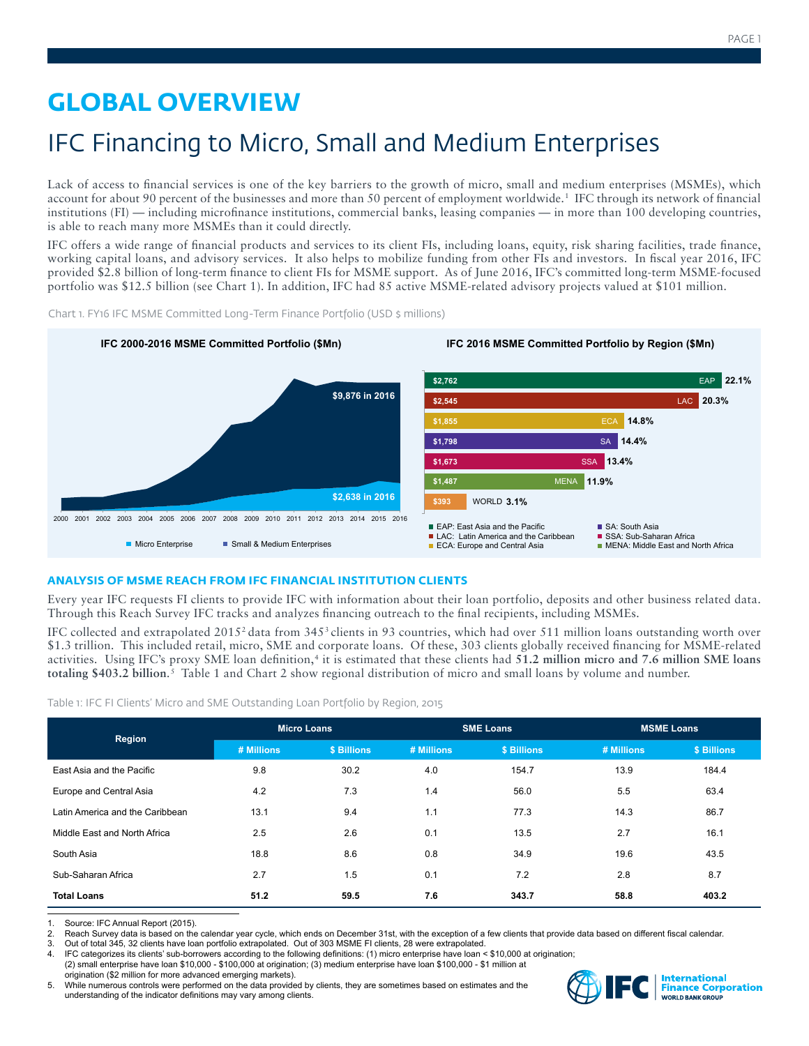# GLOBAL OVERVIEW

## IFC Financing to Micro, Small and Medium Enterprises

Lack of access to financial services is one of the key barriers to the growth of micro, small and medium enterprises (MSMEs), which account for about 90 percent of the businesses and more than 50 percent of employment worldwide.[1] IFC through its network of financial institutions (FI) — including microfinance institutions, commercial banks, leasing companies — in more than 100 developing countries, is able to reach many more MSMEs than it could directly.

IFC offers a wide range of financial products and services to its client FIs, including loans, equity, risk sharing facilities, trade finance, working capital loans, and advisory services. It also helps to mobilize funding from other FIs and investors. In fiscal year 2016, IFC provided $2.8 billion of long-term finance to client FIs for MSME support. As of June 2016, IFC's committed long-term MSME-focused portfolio was $12.5 billion (see Chart 1). In addition, IFC had 85 active MSME-related advisory projects valued at $101 million.

Chart 1. FY16 IFC MSME Committed Long-Term Finance Portfolio (USD $ millions)

**IFC 2000-2016 MSME Committed Portfolio ($Mn)**

- $9,876 in 2016 (Small & Medium Enterprises)
- $2,638 in 2016 (Micro Enterprise)

Years: 2000 2001 2002 2003 2004 2005 2006 2007 2008 2009 2010 2011 2012 2013 2014 2015 2016

Legend: Micro Enterprise; Small & Medium Enterprises

**IFC 2016 MSME Committed Portfolio by Region ($Mn)**

| Region | $Mn | Share |
|---|---|---|
| EAP | $2,762 | 22.1% |
| LAC | $2,545 | 20.3% |
| ECA | $1,855 | 14.8% |
| SA | $1,798 | 14.4% |
| SSA | $1,673 | 13.4% |
| MENA | $1,487 | 11.9% |
| WORLD | $393 | 3.1% |

EAP: East Asia and the Pacific; LAC: Latin America and the Caribbean; ECA: Europe and Central Asia; SA: South Asia; SSA: Sub-Saharan Africa; MENA: Middle East and North Africa

### ANALYSIS OF MSME REACH FROM IFC FINANCIAL INSTITUTION CLIENTS

Every year IFC requests FI clients to provide IFC with information about their loan portfolio, deposits and other business related data. Through this Reach Survey IFC tracks and analyzes financing outreach to the final recipients, including MSMEs.

IFC collected and extrapolated 2015[2] data from 345[3] clients in 93 countries, which had over 511 million loans outstanding worth over $1.3 trillion. This included retail, micro, SME and corporate loans. Of these, 303 clients globally received financing for MSME-related activities. Using IFC's proxy SME loan definition,[4] it is estimated that these clients had **51.2 million micro and 7.6 million SME loans totaling $403.2 billion.**[5] Table 1 and Chart 2 show regional distribution of micro and small loans by volume and number.

Table 1: IFC FI Clients' Micro and SME Outstanding Loan Portfolio by Region, 2015

| Region | Micro Loans | | SME Loans | | MSME Loans | |
|---|---|---|---|---|---|---|
| | # Millions | $ Billions | # Millions | $ Billions | # Millions | $ Billions |
| East Asia and the Pacific | 9.8 | 30.2 | 4.0 | 154.7 | 13.9 | 184.4 |
| Europe and Central Asia | 4.2 | 7.3 | 1.4 | 56.0 | 5.5 | 63.4 |
| Latin America and the Caribbean | 13.1 | 9.4 | 1.1 | 77.3 | 14.3 | 86.7 |
| Middle East and North Africa | 2.5 | 2.6 | 0.1 | 13.5 | 2.7 | 16.1 |
| South Asia | 18.8 | 8.6 | 0.8 | 34.9 | 19.6 | 43.5 |
| Sub-Saharan Africa | 2.7 | 1.5 | 0.1 | 7.2 | 2.8 | 8.7 |
| **Total Loans** | **51.2** | **59.5** | **7.6** | **343.7** | **58.8** | **403.2** |

1. Source: IFC Annual Report (2015).
2. Reach Survey data is based on the calendar year cycle, which ends on December 31st, with the exception of a few clients that provide data based on different fiscal calendar.
3. Out of total 345, 32 clients have loan portfolio extrapolated. Out of 303 MSME FI clients, 28 were extrapolated.
4. IFC categorizes its clients' sub-borrowers according to the following definitions: (1) micro enterprise have loan < $10,000 at origination; (2) small enterprise have loan $10,000 - $100,000 at origination; (3) medium enterprise have loan $100,000 - $1 million at origination ($2 million for more advanced emerging markets).
5. While numerous controls were performed on the data provided by clients, they are sometimes based on estimates and the understanding of the indicator definitions may vary among clients.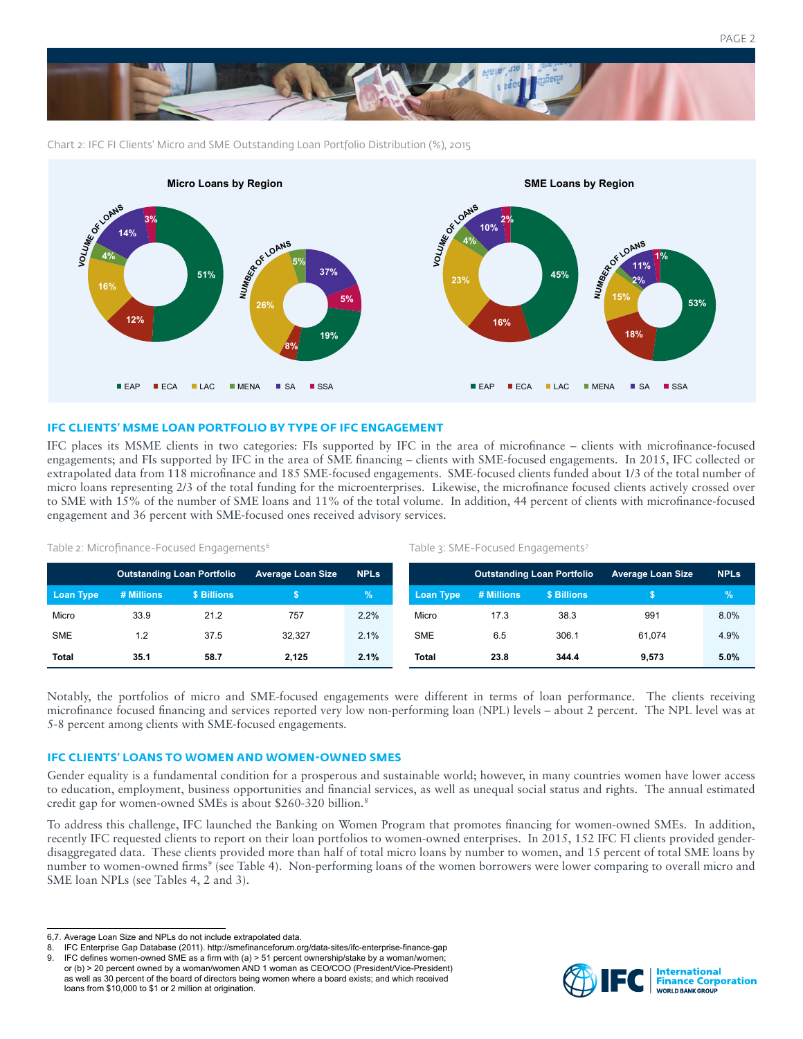Chart 2: IFC FI Clients' Micro and SME Outstanding Loan Portfolio Distribution (%), 2015

**Micro Loans by Region**

| Region | Volume of Loans | Number of Loans |
|---|---|---|
| EAP | 51% | 19% |
| ECA | 12% | 8% |
| LAC | 16% | 26% |
| MENA | 4% | 5% |
| SA | 14% | 37% |
| SSA | 3% | 5% |

**SME Loans by Region**

| Region | Volume of Loans | Number of Loans |
|---|---|---|
| EAP | 45% | 53% |
| ECA | 16% | 18% |
| LAC | 23% | 15% |
| MENA | 4% | 2% |
| SA | 10% | 11% |
| SSA | 2% | 1% |

## IFC CLIENTS' MSME LOAN PORTFOLIO BY TYPE OF IFC ENGAGEMENT

IFC places its MSME clients in two categories: FIs supported by IFC in the area of microfinance – clients with microfinance-focused engagements; and FIs supported by IFC in the area of SME financing – clients with SME-focused engagements. In 2015, IFC collected or extrapolated data from 118 microfinance and 185 SME-focused engagements. SME-focused clients funded about 1/3 of the total number of micro loans representing 2/3 of the total funding for the microenterprises. Likewise, the microfinance focused clients actively crossed over to SME with 15% of the number of SME loans and 11% of the total volume. In addition, 44 percent of clients with microfinance-focused engagement and 36 percent with SME-focused ones received advisory services.

Table 2: Microfinance-Focused Engagements[6]

| | Outstanding Loan Portfolio | | Average Loan Size | NPLs |
|---|---|---|---|---|
| Loan Type | # Millions | $ Billions | $ | % |
| Micro | 33.9 | 21.2 | 757 | 2.2% |
| SME | 1.2 | 37.5 | 32,327 | 2.1% |
| **Total** | **35.1** | **58.7** | **2,125** | **2.1%** |

Table 3: SME-Focused Engagements[7]

| | Outstanding Loan Portfolio | | Average Loan Size | NPLs |
|---|---|---|---|---|
| Loan Type | # Millions | $ Billions | $ | % |
| Micro | 17.3 | 38.3 | 991 | 8.0% |
| SME | 6.5 | 306.1 | 61,074 | 4.9% |
| **Total** | **23.8** | **344.4** | **9,573** | **5.0%** |

Notably, the portfolios of micro and SME-focused engagements were different in terms of loan performance. The clients receiving microfinance focused financing and services reported very low non-performing loan (NPL) levels – about 2 percent. The NPL level was at 5-8 percent among clients with SME-focused engagements.

## IFC CLIENTS' LOANS TO WOMEN AND WOMEN-OWNED SMES

Gender equality is a fundamental condition for a prosperous and sustainable world; however, in many countries women have lower access to education, employment, business opportunities and financial services, as well as unequal social status and rights. The annual estimated credit gap for women-owned SMEs is about $260-320 billion.[8]

To address this challenge, IFC launched the Banking on Women Program that promotes financing for women-owned SMEs. In addition, recently IFC requested clients to report on their loan portfolios to women-owned enterprises. In 2015, 152 IFC FI clients provided gender-disaggregated data. These clients provided more than half of total micro loans by number to women, and 15 percent of total SME loans by number to women-owned firms[9] (see Table 4). Non-performing loans of the women borrowers were lower comparing to overall micro and SME loan NPLs (see Tables 4, 2 and 3).

---

6,7. Average Loan Size and NPLs do not include extrapolated data.
8. IFC Enterprise Gap Database (2011). http://smefinanceforum.org/data-sites/ifc-enterprise-finance-gap
9. IFC defines women-owned SME as a firm with (a) > 51 percent ownership/stake by a woman/women; or (b) > 20 percent owned by a woman/women AND 1 woman as CEO/COO (President/Vice-President) as well as 30 percent of the board of directors being women where a board exists; and which received loans from $10,000 to $1 or 2 million at origination.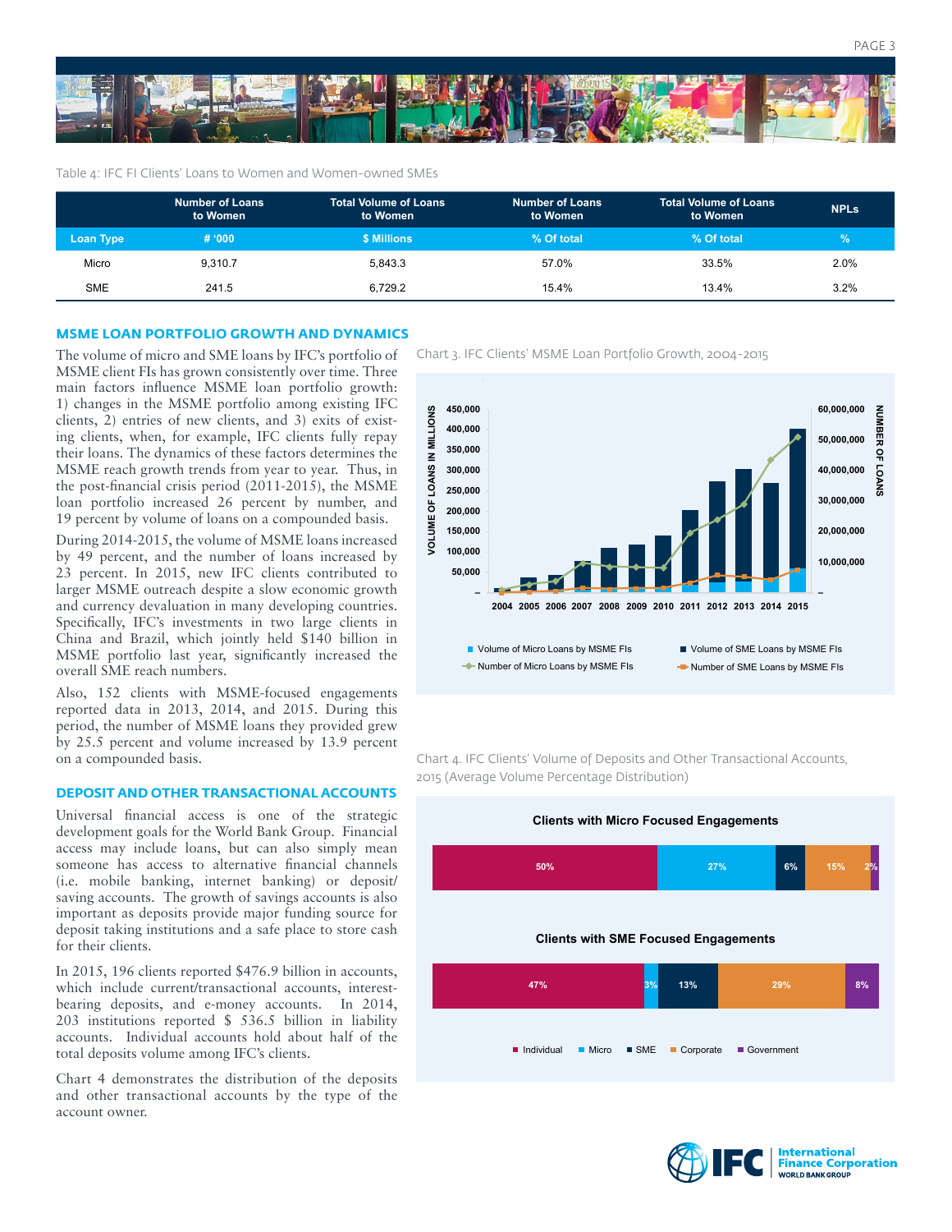Table 4: IFC FI Clients' Loans to Women and Women-owned SMEs

| Loan Type | Number of Loans to Women | Total Volume of Loans to Women | Number of Loans to Women | Total Volume of Loans to Women | NPLs |
|---|---|---|---|---|---|
| | # '000 | $ Millions | % Of total | % Of total | % |
| Micro | 9,310.7 | 5,843.3 | 57.0% | 33.5% | 2.0% |
| SME | 241.5 | 6,729.2 | 15.4% | 13.4% | 3.2% |

## MSME LOAN PORTFOLIO GROWTH AND DYNAMICS

The volume of micro and SME loans by IFC's portfolio of MSME client FIs has grown consistently over time. Three main factors influence MSME loan portfolio growth: 1) changes in the MSME portfolio among existing IFC clients, 2) entries of new clients, and 3) exits of existing clients, when, for example, IFC clients fully repay their loans. The dynamics of these factors determines the MSME reach growth trends from year to year. Thus, in the post-financial crisis period (2011-2015), the MSME loan portfolio increased 26 percent by number, and 19 percent by volume of loans on a compounded basis.

During 2014-2015, the volume of MSME loans increased by 49 percent, and the number of loans increased by 23 percent. In 2015, new IFC clients contributed to larger MSME outreach despite a slow economic growth and currency devaluation in many developing countries. Specifically, IFC's investments in two large clients in China and Brazil, which jointly held $140 billion in MSME portfolio last year, significantly increased the overall SME reach numbers.

Also, 152 clients with MSME-focused engagements reported data in 2013, 2014, and 2015. During this period, the number of MSME loans they provided grew by 25.5 percent and volume increased by 13.9 percent on a compounded basis.

Chart 3. IFC Clients' MSME Loan Portfolio Growth, 2004-2015

Chart 4. IFC Clients' Volume of Deposits and Other Transactional Accounts, 2015 (Average Volume Percentage Distribution)

## DEPOSIT AND OTHER TRANSACTIONAL ACCOUNTS

Universal financial access is one of the strategic development goals for the World Bank Group. Financial access may include loans, but can also simply mean someone has access to alternative financial channels (i.e. mobile banking, internet banking) or deposit/saving accounts. The growth of savings accounts is also important as deposits provide major funding source for deposit taking institutions and a safe place to store cash for their clients.

In 2015, 196 clients reported $476.9 billion in accounts, which include current/transactional accounts, interest-bearing deposits, and e-money accounts. In 2014, 203 institutions reported $ 536.5 billion in liability accounts. Individual accounts hold about half of the total deposits volume among IFC's clients.

Chart 4 demonstrates the distribution of the deposits and other transactional accounts by the type of the account owner.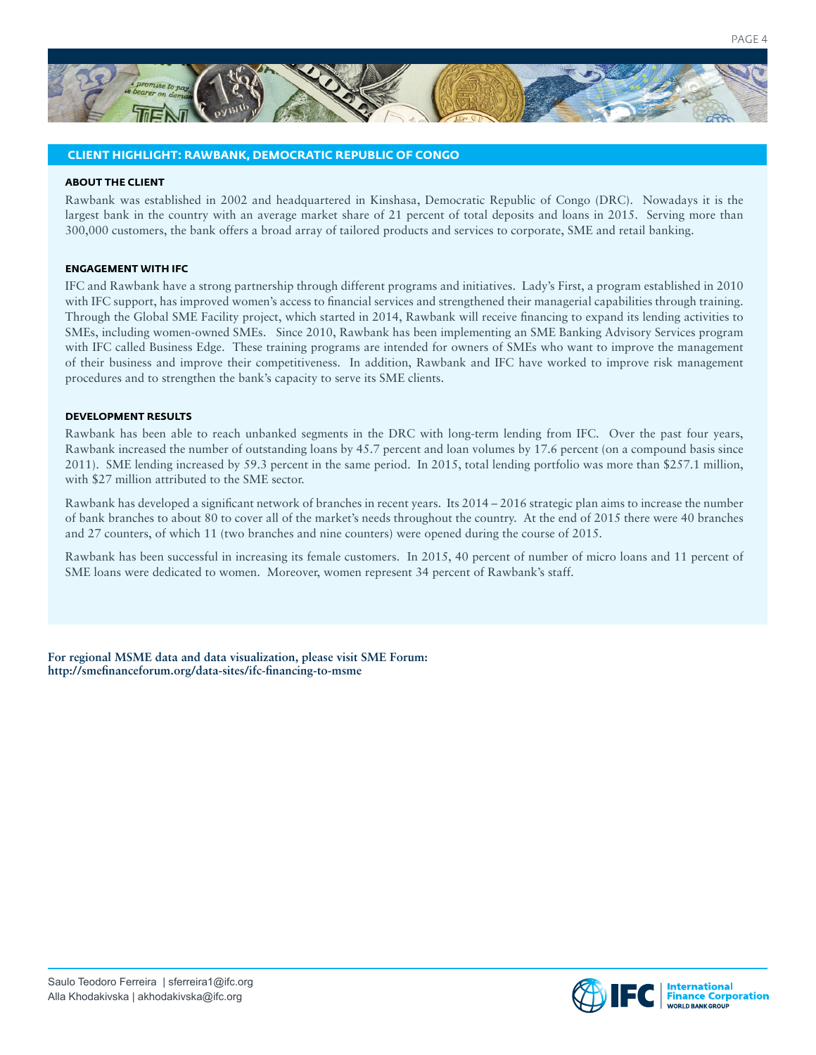## CLIENT HIGHLIGHT: RAWBANK, DEMOCRATIC REPUBLIC OF CONGO

### ABOUT THE CLIENT

Rawbank was established in 2002 and headquartered in Kinshasa, Democratic Republic of Congo (DRC). Nowadays it is the largest bank in the country with an average market share of 21 percent of total deposits and loans in 2015. Serving more than 300,000 customers, the bank offers a broad array of tailored products and services to corporate, SME and retail banking.

### ENGAGEMENT WITH IFC

IFC and Rawbank have a strong partnership through different programs and initiatives. Lady's First, a program established in 2010 with IFC support, has improved women's access to financial services and strengthened their managerial capabilities through training. Through the Global SME Facility project, which started in 2014, Rawbank will receive financing to expand its lending activities to SMEs, including women-owned SMEs. Since 2010, Rawbank has been implementing an SME Banking Advisory Services program with IFC called Business Edge. These training programs are intended for owners of SMEs who want to improve the management of their business and improve their competitiveness. In addition, Rawbank and IFC have worked to improve risk management procedures and to strengthen the bank's capacity to serve its SME clients.

### DEVELOPMENT RESULTS

Rawbank has been able to reach unbanked segments in the DRC with long-term lending from IFC. Over the past four years, Rawbank increased the number of outstanding loans by 45.7 percent and loan volumes by 17.6 percent (on a compound basis since 2011). SME lending increased by 59.3 percent in the same period. In 2015, total lending portfolio was more than $257.1 million, with $27 million attributed to the SME sector.

Rawbank has developed a significant network of branches in recent years. Its 2014 – 2016 strategic plan aims to increase the number of bank branches to about 80 to cover all of the market's needs throughout the country. At the end of 2015 there were 40 branches and 27 counters, of which 11 (two branches and nine counters) were opened during the course of 2015.

Rawbank has been successful in increasing its female customers. In 2015, 40 percent of number of micro loans and 11 percent of SME loans were dedicated to women. Moreover, women represent 34 percent of Rawbank's staff.

**For regional MSME data and data visualization, please visit SME Forum:**
**http://smefinanceforum.org/data-sites/ifc-financing-to-msme**

Saulo Teodoro Ferreira | sferreira1@ifc.org
Alla Khodakivska | akhodakivska@ifc.org

IFC International Finance Corporation WORLD BANK GROUP